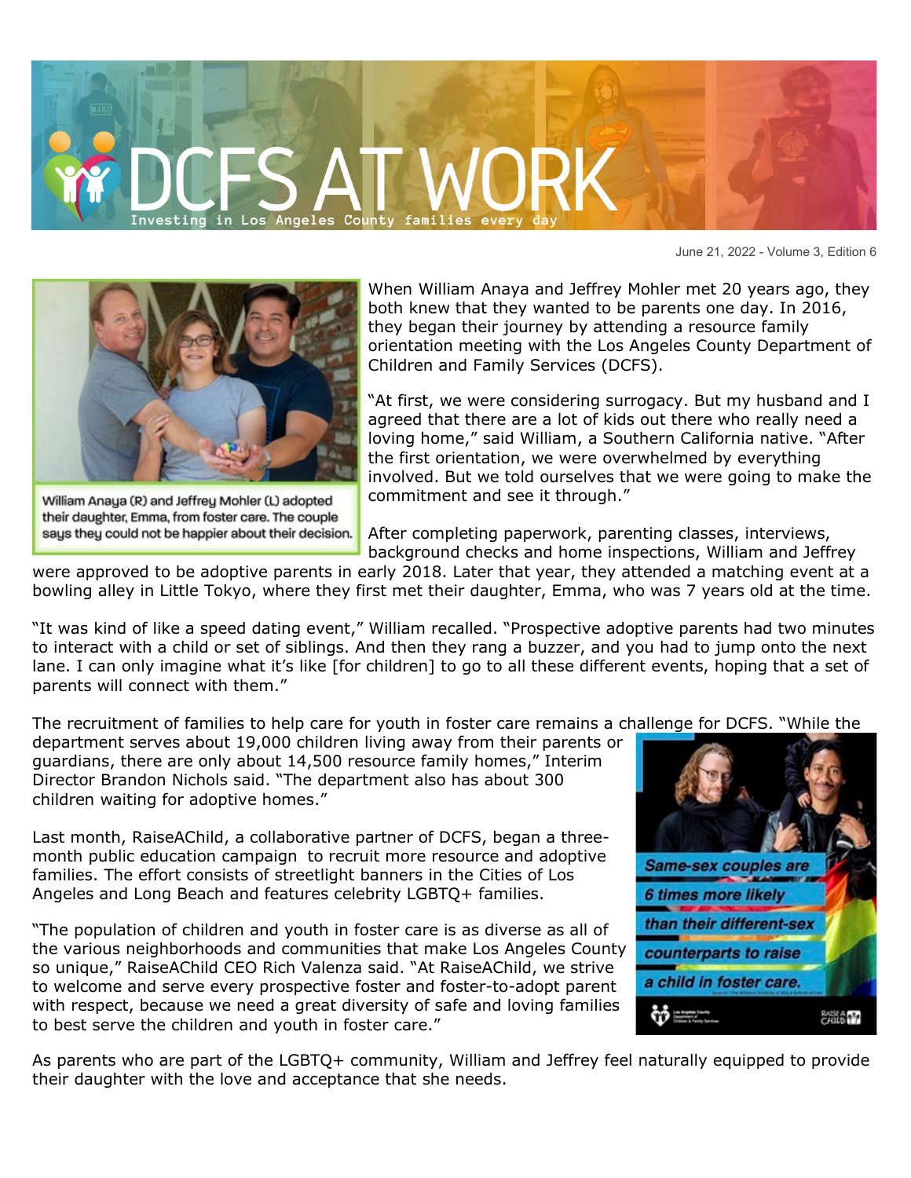# DCFS AT WORK

Investing in Los Angeles County families every day

June 21, 2022 - Volume 3, Edition 6

William Anaya (R) and Jeffrey Mohler (L) adopted their daughter, Emma, from foster care. The couple says they could not be happier about their decision.

When William Anaya and Jeffrey Mohler met 20 years ago, they both knew that they wanted to be parents one day. In 2016, they began their journey by attending a resource family orientation meeting with the Los Angeles County Department of Children and Family Services (DCFS).

"At first, we were considering surrogacy. But my husband and I agreed that there are a lot of kids out there who really need a loving home," said William, a Southern California native. "After the first orientation, we were overwhelmed by everything involved. But we told ourselves that we were going to make the commitment and see it through."

After completing paperwork, parenting classes, interviews, background checks and home inspections, William and Jeffrey were approved to be adoptive parents in early 2018. Later that year, they attended a matching event at a bowling alley in Little Tokyo, where they first met their daughter, Emma, who was 7 years old at the time.

"It was kind of like a speed dating event," William recalled. "Prospective adoptive parents had two minutes to interact with a child or set of siblings. And then they rang a buzzer, and you had to jump onto the next lane. I can only imagine what it's like [for children] to go to all these different events, hoping that a set of parents will connect with them."

The recruitment of families to help care for youth in foster care remains a challenge for DCFS. "While the department serves about 19,000 children living away from their parents or guardians, there are only about 14,500 resource family homes," Interim Director Brandon Nichols said. "The department also has about 300 children waiting for adoptive homes."

Last month, RaiseAChild, a collaborative partner of DCFS, began a three-month public education campaign to recruit more resource and adoptive families. The effort consists of streetlight banners in the Cities of Los Angeles and Long Beach and features celebrity LGBTQ+ families.

*Same-sex couples are 6 times more likely than their different-sex counterparts to raise a child in foster care.*

"The population of children and youth in foster care is as diverse as all of the various neighborhoods and communities that make Los Angeles County so unique," RaiseAChild CEO Rich Valenza said. "At RaiseAChild, we strive to welcome and serve every prospective foster and foster-to-adopt parent with respect, because we need a great diversity of safe and loving families to best serve the children and youth in foster care."

As parents who are part of the LGBTQ+ community, William and Jeffrey feel naturally equipped to provide their daughter with the love and acceptance that she needs.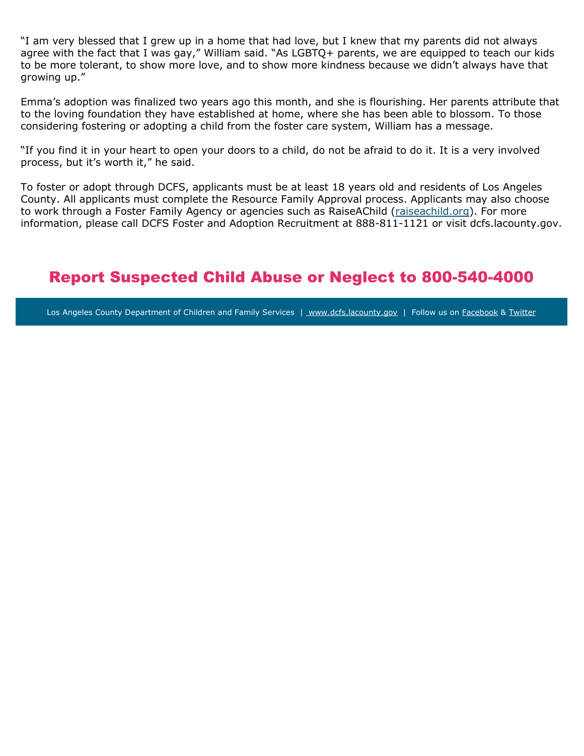"I am very blessed that I grew up in a home that had love, but I knew that my parents did not always agree with the fact that I was gay," William said. "As LGBTQ+ parents, we are equipped to teach our kids to be more tolerant, to show more love, and to show more kindness because we didn't always have that growing up."

Emma's adoption was finalized two years ago this month, and she is flourishing. Her parents attribute that to the loving foundation they have established at home, where she has been able to blossom. To those considering fostering or adopting a child from the foster care system, William has a message.

"If you find it in your heart to open your doors to a child, do not be afraid to do it. It is a very involved process, but it's worth it," he said.

To foster or adopt through DCFS, applicants must be at least 18 years old and residents of Los Angeles County. All applicants must complete the Resource Family Approval process. Applicants may also choose to work through a Foster Family Agency or agencies such as RaiseAChild (raiseachild.org). For more information, please call DCFS Foster and Adoption Recruitment at 888-811-1121 or visit dcfs.lacounty.gov.

## Report Suspected Child Abuse or Neglect to 800-540-4000

Los Angeles County Department of Children and Family Services | www.dcfs.lacounty.gov | Follow us on Facebook & Twitter